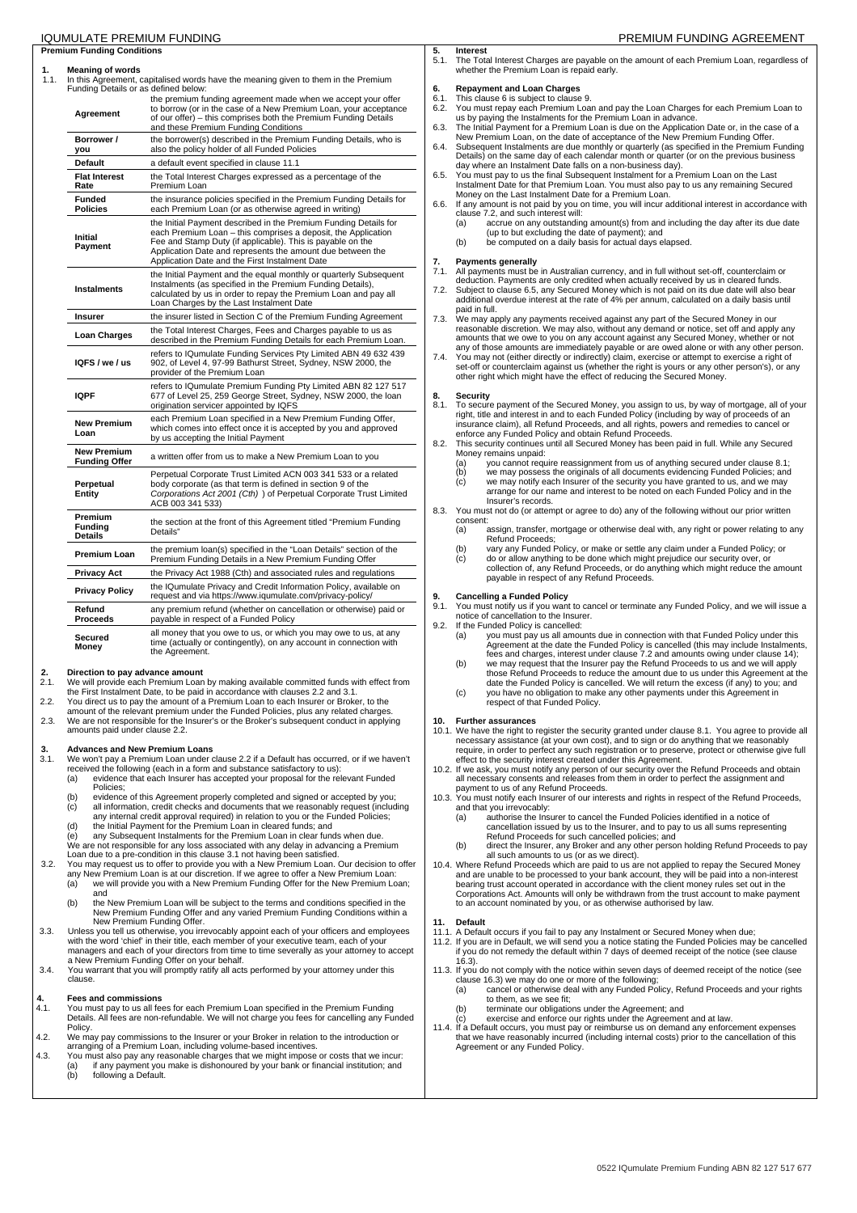# Premium Funding Conditions

## 1. Meaning of words

1.1. In this Agreement, capitalised words have the meaning given to them in the Premium Funding Details or as defined below:

| Term | Meaning |
|---|---|
| **Agreement** | the premium funding agreement made when we accept your offer to borrow (or in the case of a New Premium Loan, your acceptance of our offer) – this comprises both the Premium Funding Details and these Premium Funding Conditions |
| **Borrower / you** | the borrower(s) described in the Premium Funding Details, who is also the policy holder of all Funded Policies |
| **Default** | a default event specified in clause 11.1 |
| **Flat Interest Rate** | the Total Interest Charges expressed as a percentage of the Premium Loan |
| **Funded Policies** | the insurance policies specified in the Premium Funding Details for each Premium Loan (or as otherwise agreed in writing) |
| **Initial Payment** | the Initial Payment described in the Premium Funding Details for each Premium Loan – this comprises a deposit, the Application Fee and Stamp Duty (if applicable). This is payable on the Application Date and represents the amount due between the Application Date and the First Instalment Date |
| **Instalments** | the Initial Payment and the equal monthly or quarterly Subsequent Instalments (as specified in the Premium Funding Details), calculated by us in order to repay the Premium Loan and pay all Loan Charges by the Last Instalment Date |
| **Insurer** | the insurer listed in Section C of the Premium Funding Agreement |
| **Loan Charges** | the Total Interest Charges, Fees and Charges payable to us as described in the Premium Funding Details for each Premium Loan. |
| **IQFS / we / us** | refers to IQumulate Funding Services Pty Limited ABN 49 632 439 902, of Level 4, 97-99 Bathurst Street, Sydney, NSW 2000, the provider of the Premium Loan |
| **IQPF** | refers to IQumulate Premium Funding Pty Limited ABN 82 127 517 677 of Level 25, 259 George Street, Sydney, NSW 2000, the loan origination servicer appointed by IQFS |
| **New Premium Loan** | each Premium Loan specified in a New Premium Funding Offer, which comes into effect once it is accepted by you and approved by us accepting the Initial Payment |
| **New Premium Funding Offer** | a written offer from us to make a New Premium Loan to you |
| **Perpetual Entity** | Perpetual Corporate Trust Limited ACN 003 341 533 or a related body corporate (as that term is defined in section 9 of the *Corporations Act 2001 (Cth)* ) of Perpetual Corporate Trust Limited ACB 003 341 533) |
| **Premium Funding Details** | the section at the front of this Agreement titled "Premium Funding Details" |
| **Premium Loan** | the premium loan(s) specified in the "Loan Details" section of the Premium Funding Details in a New Premium Funding Offer |
| **Privacy Act** | the Privacy Act 1988 (Cth) and associated rules and regulations |
| **Privacy Policy** | the IQumulate Privacy and Credit Information Policy, available on request and via https://www.iqumulate.com/privacy-policy/ |
| **Refund Proceeds** | any premium refund (whether on cancellation or otherwise) paid or payable in respect of a Funded Policy |
| **Secured Money** | all money that you owe to us, or which you may owe to us, at any time (actually or contingently), on any account in connection with the Agreement. |

## 2. Direction to pay advance amount

2.1. We will provide each Premium Loan by making available committed funds with effect from the First Instalment Date, to be paid in accordance with clauses 2.2 and 3.1.

2.2. You direct us to pay the amount of a Premium Loan to each Insurer or Broker, to the amount of the relevant premium under the Funded Policies, plus any related charges.

2.3. We are not responsible for the Insurer's or the Broker's subsequent conduct in applying amounts paid under clause 2.2.

## 3. Advances and New Premium Loans

3.1. We won't pay a Premium Loan under clause 2.2 if a Default has occurred, or if we haven't received the following (each in a form and substance satisfactory to us):

(a) evidence that each Insurer has accepted your proposal for the relevant Funded Policies;
(b) evidence of this Agreement properly completed and signed or accepted by you;
(c) all information, credit checks and documents that we reasonably request (including any internal credit approval required) in relation to you or the Funded Policies;
(d) the Initial Payment for the Premium Loan in cleared funds; and
(e) any Subsequent Instalments for the Premium Loan in clear funds when due.

We are not responsible for any loss associated with any delay in advancing a Premium Loan due to a pre-condition in this clause 3.1 not having been satisfied.

3.2. You may request us to offer to provide you with a New Premium Loan. Our decision to offer any New Premium Loan is at our discretion. If we agree to offer a New Premium Loan:

(a) we will provide you with a New Premium Funding Offer for the New Premium Loan; and
(b) the New Premium Loan will be subject to the terms and conditions specified in the New Premium Funding Offer and any varied Premium Funding Conditions within a New Premium Funding Offer.

3.3. Unless you tell us otherwise, you irrevocably appoint each of your officers and employees with the word 'chief' in their title, each member of your executive team, each of your managers and each of your directors from time to time severally as your attorney to accept a New Premium Funding Offer on your behalf.

3.4. You warrant that you will promptly ratify all acts performed by your attorney under this clause.

## 4. Fees and commissions

4.1. You must pay to us all fees for each Premium Loan specified in the Premium Funding Details. All fees are non-refundable. We will not charge you fees for cancelling any Funded Policy.

4.2. We may pay commissions to the Insurer or your Broker in relation to the introduction or arranging of a Premium Loan, including volume-based incentives.

4.3. You must also pay any reasonable charges that we might impose or costs that we incur:

(a) if any payment you make is dishonoured by your bank or financial institution; and
(b) following a Default.

## 5. Interest

5.1. The Total Interest Charges are payable on the amount of each Premium Loan, regardless of whether the Premium Loan is repaid early.

## 6. Repayment and Loan Charges

6.1. This clause 6 is subject to clause 9.

6.2. You must repay each Premium Loan and pay the Loan Charges for each Premium Loan to us by paying the Instalments for the Premium Loan in advance.

6.3. The Initial Payment for a Premium Loan is due on the Application Date or, in the case of a New Premium Loan, on the date of acceptance of the New Premium Funding Offer.

6.4. Subsequent Instalments are due monthly or quarterly (as specified in the Premium Funding Details) on the same day of each calendar month or quarter (or on the previous business day where an Instalment Date falls on a non-business day).

6.5. You must pay to us the final Subsequent Instalment for a Premium Loan on the Last Instalment Date for that Premium Loan. You must also pay to us any remaining Secured Money on the Last Instalment Date for a Premium Loan.

6.6. If any amount is not paid by you on time, you will incur additional interest in accordance with clause 7.2, and such interest will:

(a) accrue on any outstanding amount(s) from and including the day after its due date (up to but excluding the date of payment); and
(b) be computed on a daily basis for actual days elapsed.

## 7. Payments generally

7.1. All payments must be in Australian currency, and in full without set-off, counterclaim or deduction. Payments are only credited when actually received by us in cleared funds.

7.2. Subject to clause 6.5, any Secured Money which is not paid on its due date will also bear additional overdue interest at the rate of 4% per annum, calculated on a daily basis until paid in full.

7.3. We may apply any payments received against any part of the Secured Money in our reasonable discretion. We may also, without any demand or notice, set off and apply any amounts that we owe to you on any account against any Secured Money, whether or not any of those amounts are immediately payable or are owed alone or with any other person.

7.4. You may not (either directly or indirectly) claim, exercise or attempt to exercise a right of set-off or counterclaim against us (whether the right is yours or any other person's), or any other right which might have the effect of reducing the Secured Money.

## 8. Security

8.1. To secure payment of the Secured Money, you assign to us, by way of mortgage, all of your right, title and interest in and to each Funded Policy (including by way of proceeds of an insurance claim), all Refund Proceeds, and all rights, powers and remedies to cancel or enforce any Funded Policy and obtain Refund Proceeds.

8.2. This security continues until all Secured Money has been paid in full. While any Secured Money remains unpaid:

(a) you cannot require reassignment from us of anything secured under clause 8.1;
(b) we may possess the originals of all documents evidencing Funded Policies; and
(c) we may notify each Insurer of the security you have granted to us, and we may arrange for our name and interest to be noted on each Funded Policy and in the Insurer's records.

8.3. You must not do (or attempt or agree to do) any of the following without our prior written consent:

(a) assign, transfer, mortgage or otherwise deal with, any right or power relating to any Refund Proceeds;
(b) vary any Funded Policy, or make or settle any claim under a Funded Policy; or
(c) do or allow anything to be done which might prejudice our security over, or collection of, any Refund Proceeds, or do anything which might reduce the amount payable in respect of any Refund Proceeds.

## 9. Cancelling a Funded Policy

9.1. You must notify us if you want to cancel or terminate any Funded Policy, and we will issue a notice of cancellation to the Insurer.

9.2. If the Funded Policy is cancelled:

(a) you must pay us all amounts due in connection with that Funded Policy under this Agreement at the date the Funded Policy is cancelled (this may include Instalments, fees and charges, interest under clause 7.2 and amounts owing under clause 14);
(b) we may request that the Insurer pay the Refund Proceeds to us and we will apply those Refund Proceeds to reduce the amount due to us under this Agreement at the date the Funded Policy is cancelled. We will return the excess (if any) to you; and
(c) you have no obligation to make any other payments under this Agreement in respect of that Funded Policy.

## 10. Further assurances

10.1. We have the right to register the security granted under clause 8.1. You agree to provide all necessary assistance (at your own cost), and to sign or do anything that we reasonably require, in order to perfect any such registration or to preserve, protect or otherwise give full effect to the security interest created under this Agreement.

10.2. If we ask, you must notify any person of our security over the Refund Proceeds and obtain all necessary consents and releases from them in order to perfect the assignment and payment to us of any Refund Proceeds.

10.3. You must notify each Insurer of our interests and rights in respect of the Refund Proceeds, and that you irrevocably:

(a) authorise the Insurer to cancel the Funded Policies identified in a notice of cancellation issued by us to the Insurer, and to pay to us all sums representing Refund Proceeds for such cancelled policies; and
(b) direct the Insurer, any Broker and any other person holding Refund Proceeds to pay all such amounts to us (or as we direct).

10.4. Where Refund Proceeds which are paid to us are not applied to repay the Secured Money and are unable to be processed to your bank account, they will be paid into a non-interest bearing trust account operated in accordance with the client money rules set out in the Corporations Act. Amounts will only be withdrawn from the trust account to make payment to an account nominated by you, or as otherwise authorised by law.

## 11. Default

11.1. A Default occurs if you fail to pay any Instalment or Secured Money when due;

11.2. If you are in Default, we will send you a notice stating the Funded Policies may be cancelled if you do not remedy the default within 7 days of deemed receipt of the notice (see clause 16.3).

11.3. If you do not comply with the notice within seven days of deemed receipt of the notice (see clause 16.3) we may do one or more of the following;

(a) cancel or otherwise deal with any Funded Policy, Refund Proceeds and your rights to them, as we see fit;
(b) terminate our obligations under the Agreement; and
(c) exercise and enforce our rights under the Agreement and at law.

11.4. If a Default occurs, you must pay or reimburse us on demand any enforcement expenses that we have reasonably incurred (including internal costs) prior to the cancellation of this Agreement or any Funded Policy.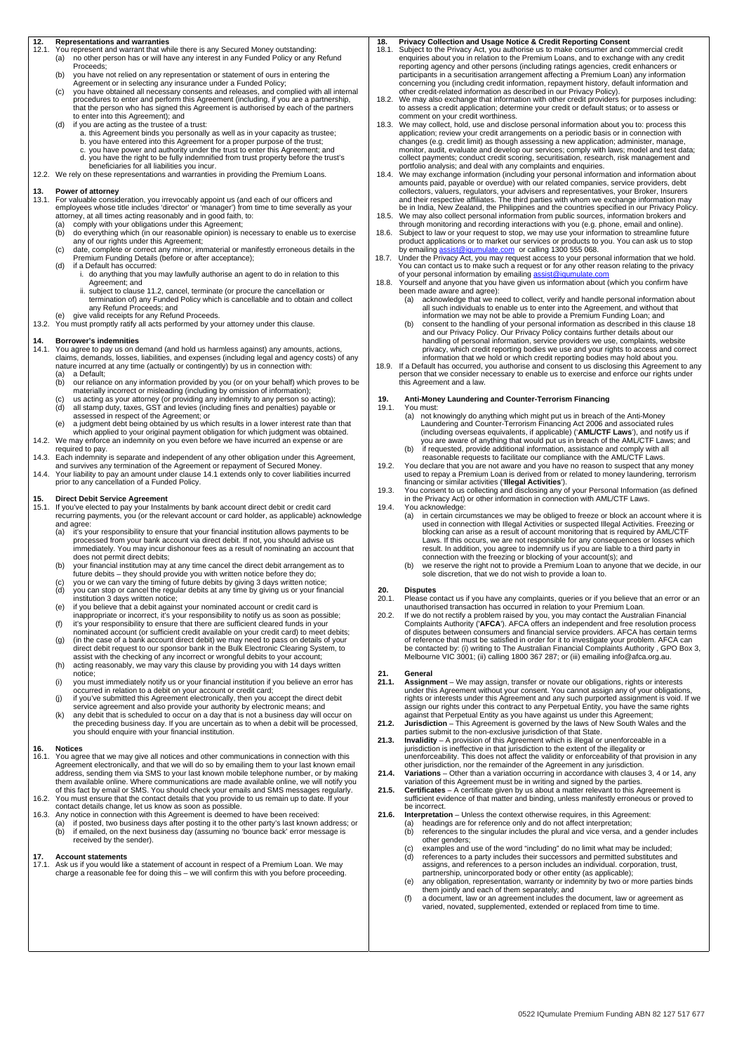## 12. Representations and warranties

12.1. You represent and warrant that while there is any Secured Money outstanding:

(a) no other person has or will have any interest in any Funded Policy or any Refund Proceeds;

(b) you have not relied on any representation or statement of ours in entering the Agreement or in selecting any insurance under a Funded Policy;

(c) you have obtained all necessary consents and releases, and complied with all internal procedures to enter and perform this Agreement (including, if you are a partnership, that the person who has signed this Agreement is authorised by each of the partners to enter into this Agreement); and

(d) if you are acting as the trustee of a trust:

a. this Agreement binds you personally as well as in your capacity as trustee;
b. you have entered into this Agreement for a proper purpose of the trust;
c. you have power and authority under the trust to enter this Agreement; and
d. you have the right to be fully indemnified from trust property before the trust's beneficiaries for all liabilities you incur.

12.2. We rely on these representations and warranties in providing the Premium Loans.

## 13. Power of attorney

13.1. For valuable consideration, you irrevocably appoint us (and each of our officers and employees whose title includes 'director' or 'manager') from time to time severally as your attorney, at all times acting reasonably and in good faith, to:

(a) comply with your obligations under this Agreement;

(b) do everything which (in our reasonable opinion) is necessary to enable us to exercise any of our rights under this Agreement;

(c) date, complete or correct any minor, immaterial or manifestly erroneous details in the Premium Funding Details (before or after acceptance);

(d) if a Default has occurred:

i. do anything that you may lawfully authorise an agent to do in relation to this Agreement; and
ii. subject to clause 11.2, cancel, terminate (or procure the cancellation or termination of) any Funded Policy which is cancellable and to obtain and collect any Refund Proceeds; and

(e) give valid receipts for any Refund Proceeds.

13.2. You must promptly ratify all acts performed by your attorney under this clause.

## 14. Borrower's indemnities

14.1. You agree to pay us on demand (and hold us harmless against) any amounts, actions, claims, demands, losses, liabilities, and expenses (including legal and agency costs) of any nature incurred at any time (actually or contingently) by us in connection with:

(a) a Default;

(b) our reliance on any information provided by you (or on your behalf) which proves to be materially incorrect or misleading (including by omission of information);

(c) us acting as your attorney (or providing any indemnity to any person so acting);

(d) all stamp duty, taxes, GST and levies (including fines and penalties) payable or assessed in respect of the Agreement; or

(e) a judgment debt being obtained by us which results in a lower interest rate than that which applied to your original payment obligation for which judgment was obtained.

14.2. We may enforce an indemnity on you even before we have incurred an expense or are required to pay.

14.3. Each indemnity is separate and independent of any other obligation under this Agreement, and survives any termination of the Agreement or repayment of Secured Money.

14.4. Your liability to pay an amount under clause 14.1 extends only to cover liabilities incurred prior to any cancellation of a Funded Policy.

## 15. Direct Debit Service Agreement

15.1. If you've elected to pay your Instalments by bank account direct debit or credit card recurring payments, you (or the relevant account or card holder, as applicable) acknowledge and agree:

(a) it's your responsibility to ensure that your financial institution allows payments to be processed from your bank account via direct debit. If not, you should advise us immediately. You may incur dishonour fees as a result of nominating an account that does not permit direct debits;

(b) your financial institution may at any time cancel the direct debit arrangement as to future debits – they should provide you with written notice before they do;

(c) you or we can vary the timing of future debits by giving 3 days written notice;

(d) you can stop or cancel the regular debits at any time by giving us or your financial institution 3 days written notice;

(e) if you believe that a debit against your nominated account or credit card is inappropriate or incorrect, it's your responsibility to notify us as soon as possible;

(f) it's your responsibility to ensure that there are sufficient cleared funds in your nominated account (or sufficient credit available on your credit card) to meet debits;

(g) (in the case of a bank account direct debit) we may need to pass on details of your direct debit request to our sponsor bank in the Bulk Electronic Clearing System, to assist with the checking of any incorrect or wrongful debits to your account;

(h) acting reasonably, we may vary this clause by providing you with 14 days written notice;

(i) you must immediately notify us or your financial institution if you believe an error has occurred in relation to a debit on your account or credit card;

(j) if you've submitted this Agreement electronically, then you accept the direct debit service agreement and also provide your authority by electronic means; and

(k) any debit that is scheduled to occur on a day that is not a business day will occur on the preceding business day. If you are uncertain as to when a debit will be processed, you should enquire with your financial institution.

## 16. Notices

16.1. You agree that we may give all notices and other communications in connection with this Agreement electronically, and that we will do so by emailing them to your last known email address, sending them via SMS to your last known mobile telephone number, or by making them available online. Where communications are made available online, we will notify you of this fact by email or SMS. You should check your emails and SMS messages regularly.

16.2. You must ensure that the contact details that you provide to us remain up to date. If your contact details change, let us know as soon as possible.

16.3. Any notice in connection with this Agreement is deemed to have been received:

(a) if posted, two business days after posting it to the other party's last known address; or

(b) if emailed, on the next business day (assuming no 'bounce back' error message is received by the sender).

## 17. Account statements

17.1. Ask us if you would like a statement of account in respect of a Premium Loan. We may charge a reasonable fee for doing this – we will confirm this with you before proceeding.

## 18. Privacy Collection and Usage Notice & Credit Reporting Consent

18.1. Subject to the Privacy Act, you authorise us to make consumer and commercial credit enquiries about you in relation to the Premium Loans, and to exchange with any credit reporting agency and other persons (including ratings agencies, credit enhancers or participants in a securitisation arrangement affecting a Premium Loan) any information concerning you (including credit information, repayment history, default information and other credit-related information as described in our Privacy Policy).

18.2. We may also exchange that information with other credit providers for purposes including: to assess a credit application; determine your credit or default status; or to assess or comment on your credit worthiness.

18.3. We may collect, hold, use and disclose personal information about you to: process this application; review your credit arrangements on a periodic basis or in connection with changes (e.g. credit limit) as though assessing a new application; administer, manage, monitor, audit, evaluate and develop our services; comply with laws; model and test data; collect payments; conduct credit scoring, securitisation, research, risk management and portfolio analysis; and deal with any complaints and enquiries.

18.4. We may exchange information (including your personal information and information about amounts paid, payable or overdue) with our related companies, service providers, debt collectors, valuers, regulators, your advisers and representatives, your Broker, Insurers and their respective affiliates. The third parties with whom we exchange information may be in India, New Zealand, the Philippines and the countries specified in our Privacy Policy.

18.5. We may also collect personal information from public sources, information brokers and through monitoring and recording interactions with you (e.g. phone, email and online).

18.6. Subject to law or your request to stop, we may use your information to streamline future product applications or to market our services or products to you. You can ask us to stop by emailing assist@iqumulate.com or calling 1300 555 068.

18.7. Under the Privacy Act, you may request access to your personal information that we hold. You can contact us to make such a request or for any other reason relating to the privacy of your personal information by emailing assist@iqumulate.com

18.8. Yourself and anyone that you have given us information about (which you confirm have been made aware and agree):

(a) acknowledge that we need to collect, verify and handle personal information about all such individuals to enable us to enter into the Agreement, and without that information we may not be able to provide a Premium Funding Loan; and

(b) consent to the handling of your personal information as described in this clause 18 and our Privacy Policy. Our Privacy Policy contains further details about our handling of personal information, service providers we use, complaints, website privacy, which credit reporting bodies we use and your rights to access and correct information that we hold or which credit reporting bodies may hold about you.

18.9. If a Default has occurred, you authorise and consent to us disclosing this Agreement to any person that we consider necessary to enable us to exercise and enforce our rights under this Agreement and a law.

## 19. Anti-Money Laundering and Counter-Terrorism Financing

19.1. You must:

(a) not knowingly do anything which might put us in breach of the Anti-Money Laundering and Counter-Terrorism Financing Act 2006 and associated rules (including overseas equivalents, if applicable) ('**AML/CTF Laws**'), and notify us if you are aware of anything that would put us in breach of the AML/CTF Laws; and

(b) if requested, provide additional information, assistance and comply with all reasonable requests to facilitate our compliance with the AML/CTF Laws.

19.2. You declare that you are not aware and you have no reason to suspect that any money used to repay a Premium Loan is derived from or related to money laundering, terrorism financing or similar activities ('**Illegal Activities**').

19.3. You consent to us collecting and disclosing any of your Personal Information (as defined in the Privacy Act) or other information in connection with AML/CTF Laws.

19.4. You acknowledge:

(a) in certain circumstances we may be obliged to freeze or block an account where it is used in connection with Illegal Activities or suspected Illegal Activities. Freezing or blocking can arise as a result of account monitoring that is required by AML/CTF Laws. If this occurs, we are not responsible for any consequences or losses which result. In addition, you agree to indemnify us if you are liable to a third party in connection with the freezing or blocking of your account(s); and

(b) we reserve the right not to provide a Premium Loan to anyone that we decide, in our sole discretion, that we do not wish to provide a loan to.

## 20. Disputes

20.1. Please contact us if you have any complaints, queries or if you believe that an error or an unauthorised transaction has occurred in relation to your Premium Loan.

20.2. If we do not rectify a problem raised by you, you may contact the Australian Financial Complaints Authority ('**AFCA**'). AFCA offers an independent and free resolution process of disputes between consumers and financial service providers. AFCA has certain terms of reference that must be satisfied in order for it to investigate your problem. AFCA can be contacted by: (i) writing to The Australian Financial Complaints Authority , GPO Box 3, Melbourne VIC 3001; (ii) calling 1800 367 287; or (iii) emailing info@afca.org.au.

## 21. General

**21.1. Assignment** – We may assign, transfer or novate our obligations, rights or interests under this Agreement without your consent. You cannot assign any of your obligations, rights or interests under this Agreement and any such purported assignment is void. If we assign our rights under this contract to any Perpetual Entity, you have the same rights against that Perpetual Entity as you have against us under this Agreement;

**21.2. Jurisdiction** – This Agreement is governed by the laws of New South Wales and the parties submit to the non-exclusive jurisdiction of that State.

**21.3. Invalidity** – A provision of this Agreement which is illegal or unenforceable in a jurisdiction is ineffective in that jurisdiction to the extent of the illegality or unenforceability. This does not affect the validity or enforceability of that provision in any other jurisdiction, nor the remainder of the Agreement in any jurisdiction.

**21.4. Variations** – Other than a variation occurring in accordance with clauses 3, 4 or 14, any variation of this Agreement must be in writing and signed by the parties.

**21.5. Certificates** – A certificate given by us about a matter relevant to this Agreement is sufficient evidence of that matter and binding, unless manifestly erroneous or proved to be incorrect.

**21.6. Interpretation** – Unless the context otherwise requires, in this Agreement:

(a) headings are for reference only and do not affect interpretation;

(b) references to the singular includes the plural and vice versa, and a gender includes other genders;

(c) examples and use of the word "including" do no limit what may be included;

(d) references to a party includes their successors and permitted substitutes and assigns, and references to a person includes an individual, corporation, trust, partnership, unincorporated body or other entity (as applicable);

(e) any obligation, representation, warranty or indemnity by two or more parties binds them jointly and each of them separately; and

(f) a document, law or an agreement includes the document, law or agreement as varied, novated, supplemented, extended or replaced from time to time.

0522 IQumulate Premium Funding ABN 82 127 517 677